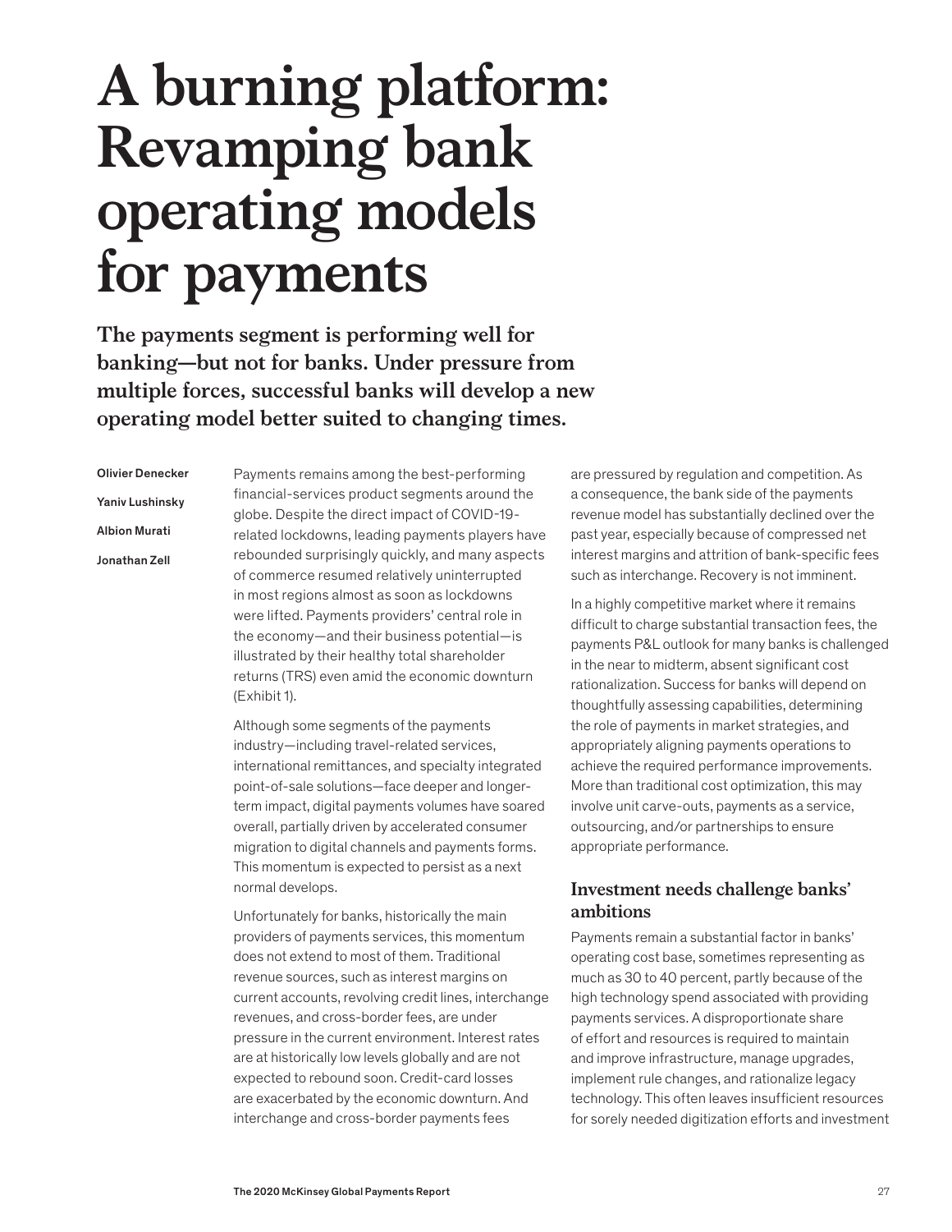# A burning platform: Revamping bank operating models for payments

**The payments segment is performing well for banking—but not for banks. Under pressure from multiple forces, successful banks will develop a new operating model better suited to changing times.**

Olivier Denecker

Yaniv Lushinsky

Albion Murati

Jonathan Zell

Payments remains among the best-performing financial-services product segments around the globe. Despite the direct impact of COVID-19-related lockdowns, leading payments players have rebounded surprisingly quickly, and many aspects of commerce resumed relatively uninterrupted in most regions almost as soon as lockdowns were lifted. Payments providers' central role in the economy—and their business potential—is illustrated by their healthy total shareholder returns (TRS) even amid the economic downturn (Exhibit 1).

Although some segments of the payments industry—including travel-related services, international remittances, and specialty integrated point-of-sale solutions—face deeper and longer-term impact, digital payments volumes have soared overall, partially driven by accelerated consumer migration to digital channels and payments forms. This momentum is expected to persist as a next normal develops.

Unfortunately for banks, historically the main providers of payments services, this momentum does not extend to most of them. Traditional revenue sources, such as interest margins on current accounts, revolving credit lines, interchange revenues, and cross-border fees, are under pressure in the current environment. Interest rates are at historically low levels globally and are not expected to rebound soon. Credit-card losses are exacerbated by the economic downturn. And interchange and cross-border payments fees are pressured by regulation and competition. As a consequence, the bank side of the payments revenue model has substantially declined over the past year, especially because of compressed net interest margins and attrition of bank-specific fees such as interchange. Recovery is not imminent.

In a highly competitive market where it remains difficult to charge substantial transaction fees, the payments P&L outlook for many banks is challenged in the near to midterm, absent significant cost rationalization. Success for banks will depend on thoughtfully assessing capabilities, determining the role of payments in market strategies, and appropriately aligning payments operations to achieve the required performance improvements. More than traditional cost optimization, this may involve unit carve-outs, payments as a service, outsourcing, and/or partnerships to ensure appropriate performance.

## Investment needs challenge banks' ambitions

Payments remain a substantial factor in banks' operating cost base, sometimes representing as much as 30 to 40 percent, partly because of the high technology spend associated with providing payments services. A disproportionate share of effort and resources is required to maintain and improve infrastructure, manage upgrades, implement rule changes, and rationalize legacy technology. This often leaves insufficient resources for sorely needed digitization efforts and investment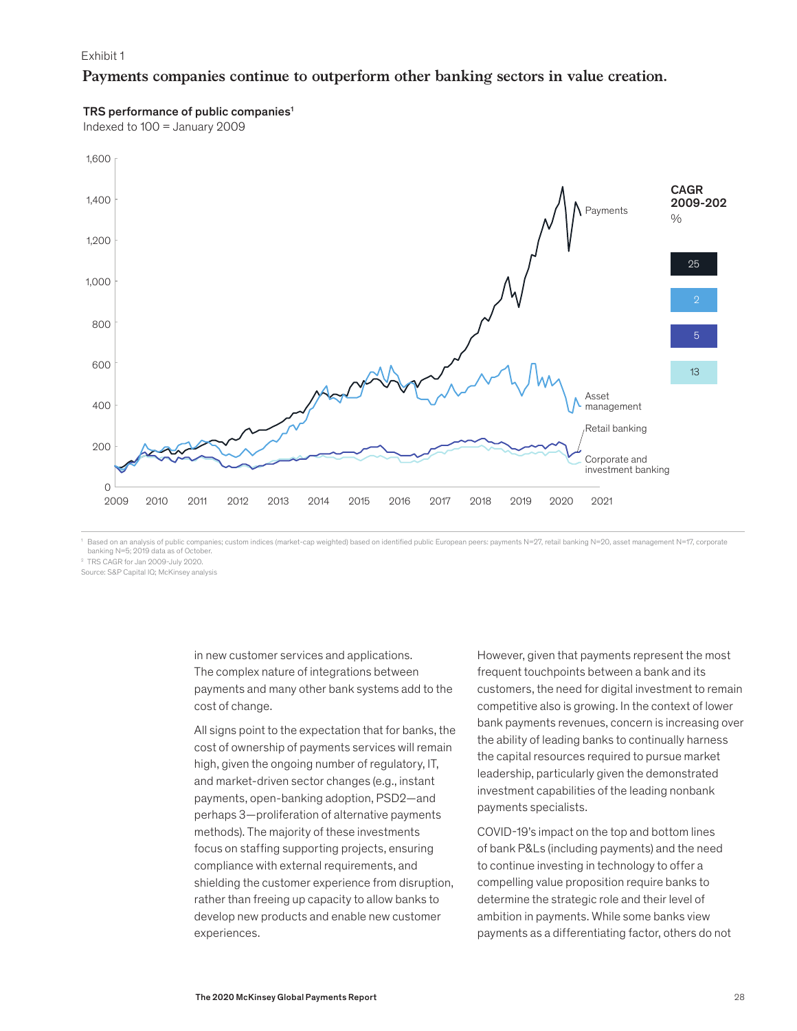Exhibit 1

**Payments companies continue to outperform other banking sectors in value creation.**

**TRS performance of public companies[1]**

Indexed to 100 = January 2009

| Sector | CAGR 2009-202[2], % |
|---|---|
| Payments | 25 |
| Asset management | 2 |
| Retail banking | 5 |
| Corporate and investment banking | 13 |

[1] Based on an analysis of public companies; custom indices (market-cap weighted) based on identified public European peers: payments N=27, retail banking N=20, asset management N=17, corporate banking N=5; 2019 data as of October.

[2] TRS CAGR for Jan 2009-July 2020.

Source: S&P Capital IQ; McKinsey analysis

in new customer services and applications. The complex nature of integrations between payments and many other bank systems add to the cost of change.

All signs point to the expectation that for banks, the cost of ownership of payments services will remain high, given the ongoing number of regulatory, IT, and market-driven sector changes (e.g., instant payments, open-banking adoption, PSD2—and perhaps 3—proliferation of alternative payments methods). The majority of these investments focus on staffing supporting projects, ensuring compliance with external requirements, and shielding the customer experience from disruption, rather than freeing up capacity to allow banks to develop new products and enable new customer experiences.

However, given that payments represent the most frequent touchpoints between a bank and its customers, the need for digital investment to remain competitive also is growing. In the context of lower bank payments revenues, concern is increasing over the ability of leading banks to continually harness the capital resources required to pursue market leadership, particularly given the demonstrated investment capabilities of the leading nonbank payments specialists.

COVID-19's impact on the top and bottom lines of bank P&Ls (including payments) and the need to continue investing in technology to offer a compelling value proposition require banks to determine the strategic role and their level of ambition in payments. While some banks view payments as a differentiating factor, others do not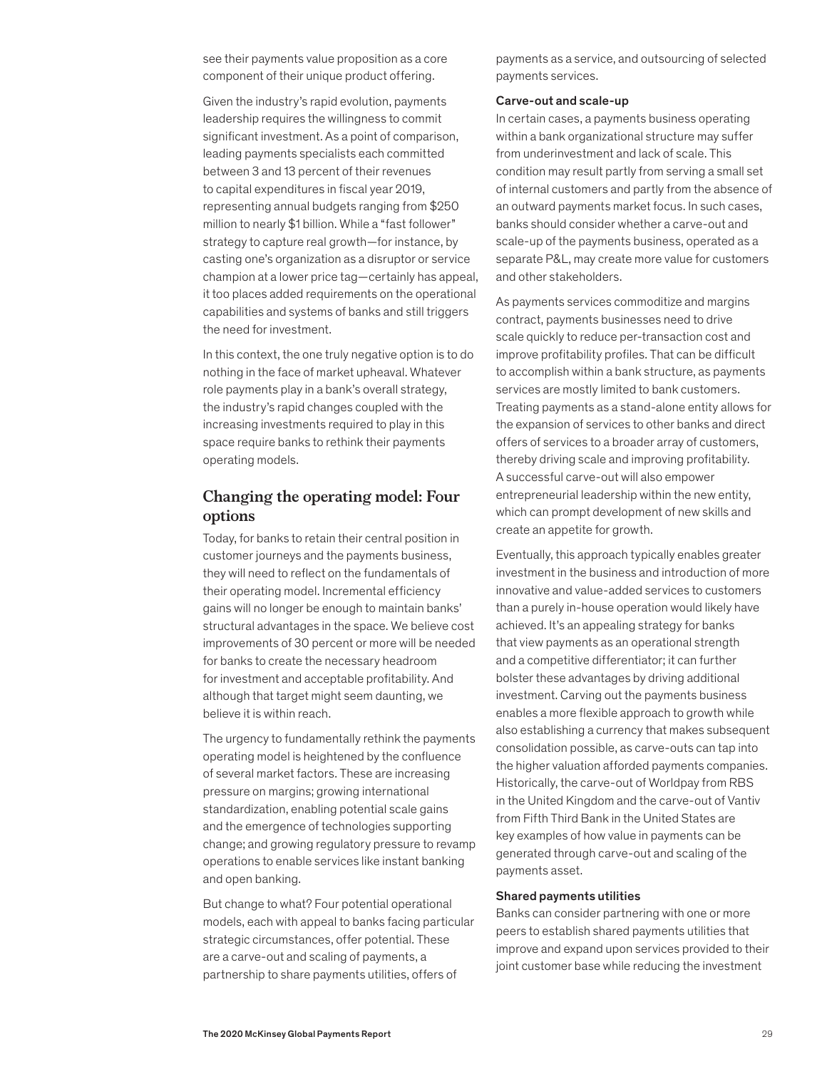see their payments value proposition as a core component of their unique product offering.

Given the industry's rapid evolution, payments leadership requires the willingness to commit significant investment. As a point of comparison, leading payments specialists each committed between 3 and 13 percent of their revenues to capital expenditures in fiscal year 2019, representing annual budgets ranging from $250 million to nearly $1 billion. While a "fast follower" strategy to capture real growth—for instance, by casting one's organization as a disruptor or service champion at a lower price tag—certainly has appeal, it too places added requirements on the operational capabilities and systems of banks and still triggers the need for investment.

In this context, the one truly negative option is to do nothing in the face of market upheaval. Whatever role payments play in a bank's overall strategy, the industry's rapid changes coupled with the increasing investments required to play in this space require banks to rethink their payments operating models.

## Changing the operating model: Four options

Today, for banks to retain their central position in customer journeys and the payments business, they will need to reflect on the fundamentals of their operating model. Incremental efficiency gains will no longer be enough to maintain banks' structural advantages in the space. We believe cost improvements of 30 percent or more will be needed for banks to create the necessary headroom for investment and acceptable profitability. And although that target might seem daunting, we believe it is within reach.

The urgency to fundamentally rethink the payments operating model is heightened by the confluence of several market factors. These are increasing pressure on margins; growing international standardization, enabling potential scale gains and the emergence of technologies supporting change; and growing regulatory pressure to revamp operations to enable services like instant banking and open banking.

But change to what? Four potential operational models, each with appeal to banks facing particular strategic circumstances, offer potential. These are a carve-out and scaling of payments, a partnership to share payments utilities, offers of payments as a service, and outsourcing of selected payments services.

**Carve-out and scale-up**

In certain cases, a payments business operating within a bank organizational structure may suffer from underinvestment and lack of scale. This condition may result partly from serving a small set of internal customers and partly from the absence of an outward payments market focus. In such cases, banks should consider whether a carve-out and scale-up of the payments business, operated as a separate P&L, may create more value for customers and other stakeholders.

As payments services commoditize and margins contract, payments businesses need to drive scale quickly to reduce per-transaction cost and improve profitability profiles. That can be difficult to accomplish within a bank structure, as payments services are mostly limited to bank customers. Treating payments as a stand-alone entity allows for the expansion of services to other banks and direct offers of services to a broader array of customers, thereby driving scale and improving profitability. A successful carve-out will also empower entrepreneurial leadership within the new entity, which can prompt development of new skills and create an appetite for growth.

Eventually, this approach typically enables greater investment in the business and introduction of more innovative and value-added services to customers than a purely in-house operation would likely have achieved. It's an appealing strategy for banks that view payments as an operational strength and a competitive differentiator; it can further bolster these advantages by driving additional investment. Carving out the payments business enables a more flexible approach to growth while also establishing a currency that makes subsequent consolidation possible, as carve-outs can tap into the higher valuation afforded payments companies. Historically, the carve-out of Worldpay from RBS in the United Kingdom and the carve-out of Vantiv from Fifth Third Bank in the United States are key examples of how value in payments can be generated through carve-out and scaling of the payments asset.

**Shared payments utilities**

Banks can consider partnering with one or more peers to establish shared payments utilities that improve and expand upon services provided to their joint customer base while reducing the investment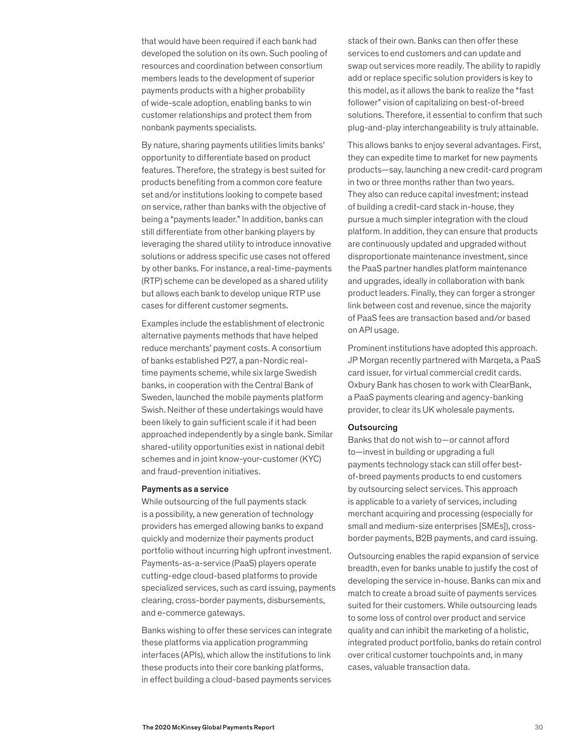that would have been required if each bank had developed the solution on its own. Such pooling of resources and coordination between consortium members leads to the development of superior payments products with a higher probability of wide-scale adoption, enabling banks to win customer relationships and protect them from nonbank payments specialists.

By nature, sharing payments utilities limits banks' opportunity to differentiate based on product features. Therefore, the strategy is best suited for products benefiting from a common core feature set and/or institutions looking to compete based on service, rather than banks with the objective of being a "payments leader." In addition, banks can still differentiate from other banking players by leveraging the shared utility to introduce innovative solutions or address specific use cases not offered by other banks. For instance, a real-time-payments (RTP) scheme can be developed as a shared utility but allows each bank to develop unique RTP use cases for different customer segments.

Examples include the establishment of electronic alternative payments methods that have helped reduce merchants' payment costs. A consortium of banks established P27, a pan-Nordic real-time payments scheme, while six large Swedish banks, in cooperation with the Central Bank of Sweden, launched the mobile payments platform Swish. Neither of these undertakings would have been likely to gain sufficient scale if it had been approached independently by a single bank. Similar shared-utility opportunities exist in national debit schemes and in joint know-your-customer (KYC) and fraud-prevention initiatives.

**Payments as a service**

While outsourcing of the full payments stack is a possibility, a new generation of technology providers has emerged allowing banks to expand quickly and modernize their payments product portfolio without incurring high upfront investment. Payments-as-a-service (PaaS) players operate cutting-edge cloud-based platforms to provide specialized services, such as card issuing, payments clearing, cross-border payments, disbursements, and e-commerce gateways.

Banks wishing to offer these services can integrate these platforms via application programming interfaces (APIs), which allow the institutions to link these products into their core banking platforms, in effect building a cloud-based payments services stack of their own. Banks can then offer these services to end customers and can update and swap out services more readily. The ability to rapidly add or replace specific solution providers is key to this model, as it allows the bank to realize the "fast follower" vision of capitalizing on best-of-breed solutions. Therefore, it essential to confirm that such plug-and-play interchangeability is truly attainable.

This allows banks to enjoy several advantages. First, they can expedite time to market for new payments products—say, launching a new credit-card program in two or three months rather than two years. They also can reduce capital investment; instead of building a credit-card stack in-house, they pursue a much simpler integration with the cloud platform. In addition, they can ensure that products are continuously updated and upgraded without disproportionate maintenance investment, since the PaaS partner handles platform maintenance and upgrades, ideally in collaboration with bank product leaders. Finally, they can forger a stronger link between cost and revenue, since the majority of PaaS fees are transaction based and/or based on API usage.

Prominent institutions have adopted this approach. JP Morgan recently partnered with Marqeta, a PaaS card issuer, for virtual commercial credit cards. Oxbury Bank has chosen to work with ClearBank, a PaaS payments clearing and agency-banking provider, to clear its UK wholesale payments.

**Outsourcing**

Banks that do not wish to—or cannot afford to—invest in building or upgrading a full payments technology stack can still offer best-of-breed payments products to end customers by outsourcing select services. This approach is applicable to a variety of services, including merchant acquiring and processing (especially for small and medium-size enterprises [SMEs]), cross-border payments, B2B payments, and card issuing.

Outsourcing enables the rapid expansion of service breadth, even for banks unable to justify the cost of developing the service in-house. Banks can mix and match to create a broad suite of payments services suited for their customers. While outsourcing leads to some loss of control over product and service quality and can inhibit the marketing of a holistic, integrated product portfolio, banks do retain control over critical customer touchpoints and, in many cases, valuable transaction data.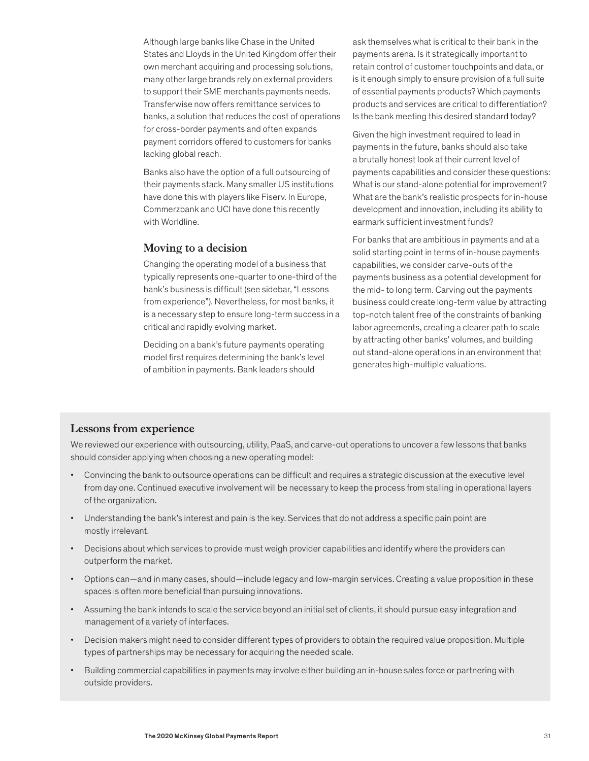Although large banks like Chase in the United States and Lloyds in the United Kingdom offer their own merchant acquiring and processing solutions, many other large brands rely on external providers to support their SME merchants payments needs. Transferwise now offers remittance services to banks, a solution that reduces the cost of operations for cross-border payments and often expands payment corridors offered to customers for banks lacking global reach.

Banks also have the option of a full outsourcing of their payments stack. Many smaller US institutions have done this with players like Fiserv. In Europe, Commerzbank and UCI have done this recently with Worldline.

## Moving to a decision

Changing the operating model of a business that typically represents one-quarter to one-third of the bank's business is difficult (see sidebar, "Lessons from experience"). Nevertheless, for most banks, it is a necessary step to ensure long-term success in a critical and rapidly evolving market.

Deciding on a bank's future payments operating model first requires determining the bank's level of ambition in payments. Bank leaders should ask themselves what is critical to their bank in the payments arena. Is it strategically important to retain control of customer touchpoints and data, or is it enough simply to ensure provision of a full suite of essential payments products? Which payments products and services are critical to differentiation? Is the bank meeting this desired standard today?

Given the high investment required to lead in payments in the future, banks should also take a brutally honest look at their current level of payments capabilities and consider these questions: What is our stand-alone potential for improvement? What are the bank's realistic prospects for in-house development and innovation, including its ability to earmark sufficient investment funds?

For banks that are ambitious in payments and at a solid starting point in terms of in-house payments capabilities, we consider carve-outs of the payments business as a potential development for the mid- to long term. Carving out the payments business could create long-term value by attracting top-notch talent free of the constraints of banking labor agreements, creating a clearer path to scale by attracting other banks' volumes, and building out stand-alone operations in an environment that generates high-multiple valuations.

## Lessons from experience

We reviewed our experience with outsourcing, utility, PaaS, and carve-out operations to uncover a few lessons that banks should consider applying when choosing a new operating model:

- Convincing the bank to outsource operations can be difficult and requires a strategic discussion at the executive level from day one. Continued executive involvement will be necessary to keep the process from stalling in operational layers of the organization.
- Understanding the bank's interest and pain is the key. Services that do not address a specific pain point are mostly irrelevant.
- Decisions about which services to provide must weigh provider capabilities and identify where the providers can outperform the market.
- Options can—and in many cases, should—include legacy and low-margin services. Creating a value proposition in these spaces is often more beneficial than pursuing innovations.
- Assuming the bank intends to scale the service beyond an initial set of clients, it should pursue easy integration and management of a variety of interfaces.
- Decision makers might need to consider different types of providers to obtain the required value proposition. Multiple types of partnerships may be necessary for acquiring the needed scale.
- Building commercial capabilities in payments may involve either building an in-house sales force or partnering with outside providers.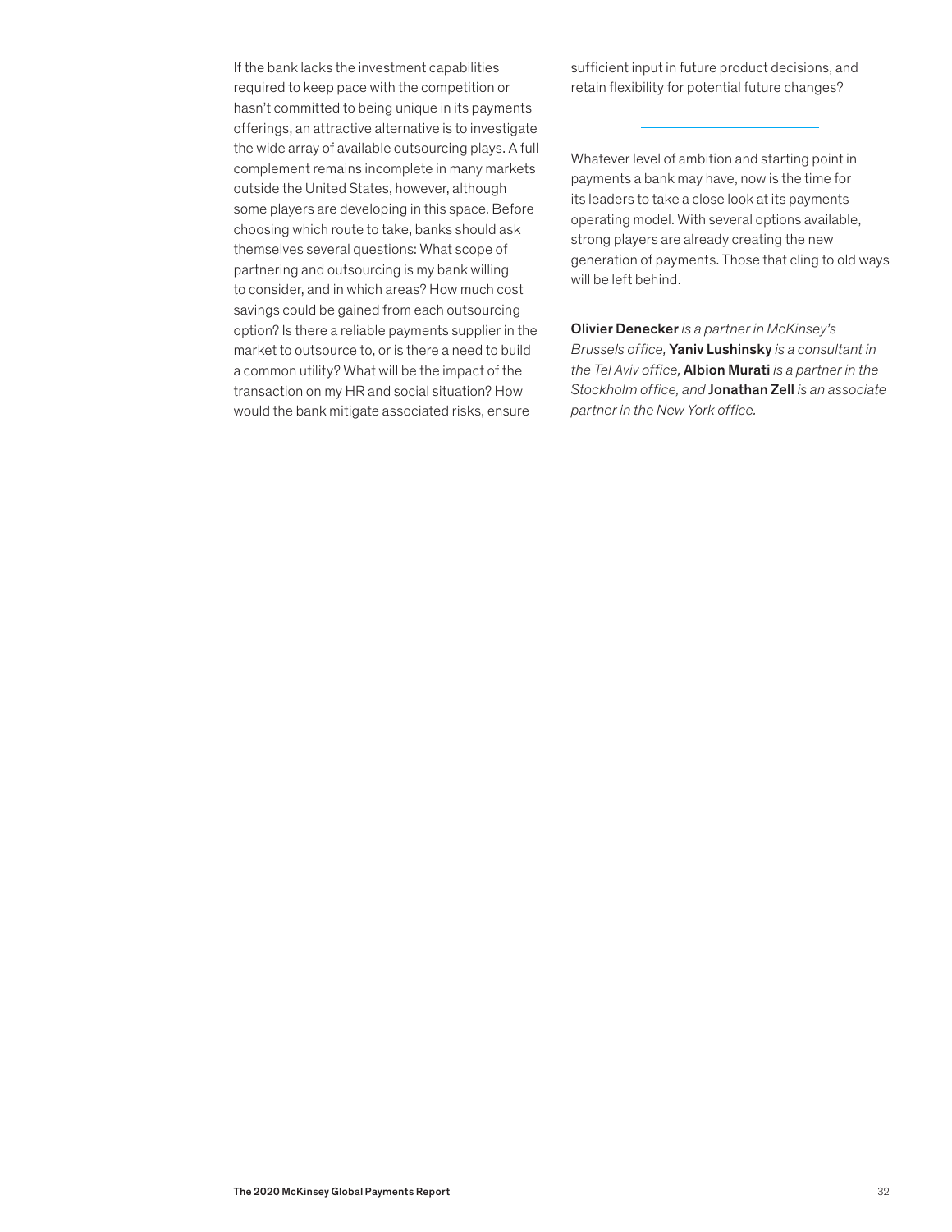If the bank lacks the investment capabilities required to keep pace with the competition or hasn't committed to being unique in its payments offerings, an attractive alternative is to investigate the wide array of available outsourcing plays. A full complement remains incomplete in many markets outside the United States, however, although some players are developing in this space. Before choosing which route to take, banks should ask themselves several questions: What scope of partnering and outsourcing is my bank willing to consider, and in which areas? How much cost savings could be gained from each outsourcing option? Is there a reliable payments supplier in the market to outsource to, or is there a need to build a common utility? What will be the impact of the transaction on my HR and social situation? How would the bank mitigate associated risks, ensure sufficient input in future product decisions, and retain flexibility for potential future changes?

---

Whatever level of ambition and starting point in payments a bank may have, now is the time for its leaders to take a close look at its payments operating model. With several options available, strong players are already creating the new generation of payments. Those that cling to old ways will be left behind.

**Olivier Denecker** *is a partner in McKinsey's Brussels office,* **Yaniv Lushinsky** *is a consultant in the Tel Aviv office,* **Albion Murati** *is a partner in the Stockholm office, and* **Jonathan Zell** *is an associate partner in the New York office.*